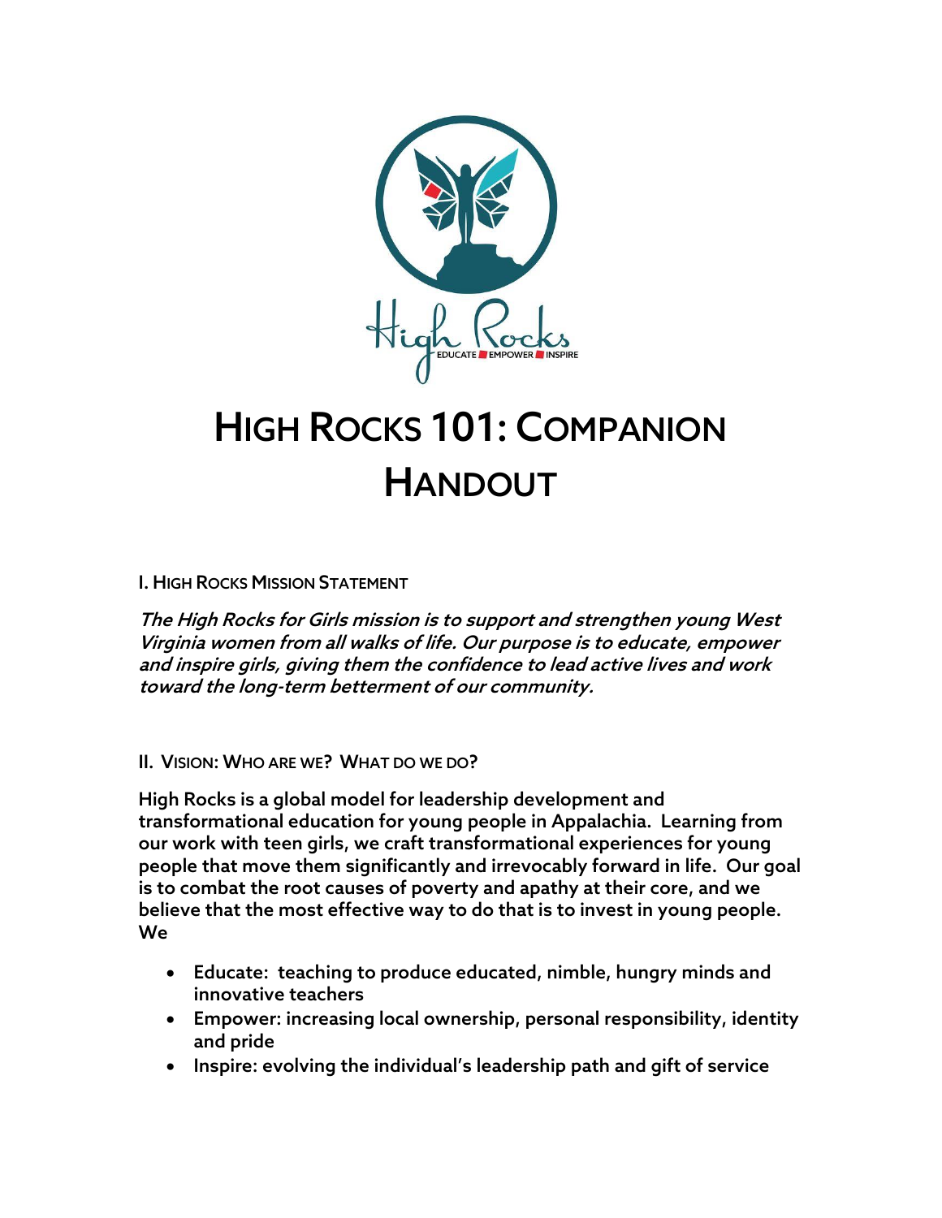# HIGH ROCKS 101: COMPANION HANDOUT

## I. HIGH ROCKS MISSION STATEMENT

***The High Rocks for Girls mission is to support and strengthen young West Virginia women from all walks of life. Our purpose is to educate, empower and inspire girls, giving them the confidence to lead active lives and work toward the long-term betterment of our community.***

## II. VISION: WHO ARE WE? WHAT DO WE DO?

High Rocks is a global model for leadership development and transformational education for young people in Appalachia. Learning from our work with teen girls, we craft transformational experiences for young people that move them significantly and irrevocably forward in life. Our goal is to combat the root causes of poverty and apathy at their core, and we believe that the most effective way to do that is to invest in young people. We

- Educate: teaching to produce educated, nimble, hungry minds and innovative teachers
- Empower: increasing local ownership, personal responsibility, identity and pride
- Inspire: evolving the individual's leadership path and gift of service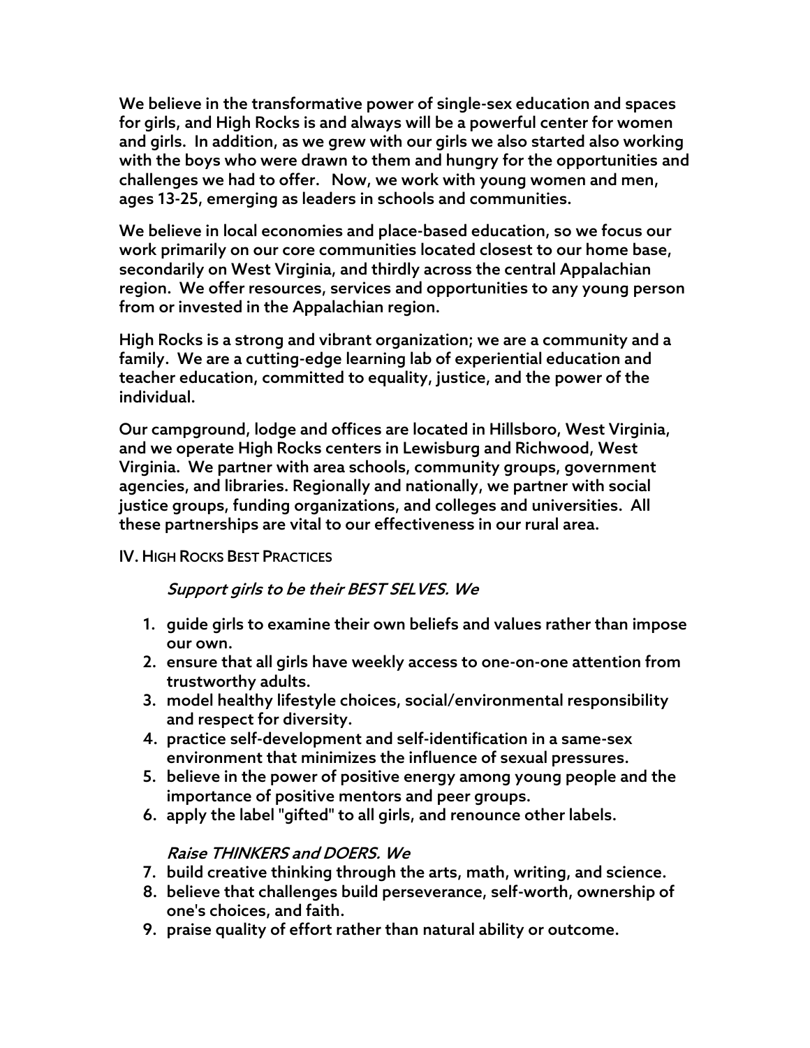We believe in the transformative power of single-sex education and spaces for girls, and High Rocks is and always will be a powerful center for women and girls. In addition, as we grew with our girls we also started also working with the boys who were drawn to them and hungry for the opportunities and challenges we had to offer. Now, we work with young women and men, ages 13-25, emerging as leaders in schools and communities.

We believe in local economies and place-based education, so we focus our work primarily on our core communities located closest to our home base, secondarily on West Virginia, and thirdly across the central Appalachian region. We offer resources, services and opportunities to any young person from or invested in the Appalachian region.

High Rocks is a strong and vibrant organization; we are a community and a family. We are a cutting-edge learning lab of experiential education and teacher education, committed to equality, justice, and the power of the individual.

Our campground, lodge and offices are located in Hillsboro, West Virginia, and we operate High Rocks centers in Lewisburg and Richwood, West Virginia. We partner with area schools, community groups, government agencies, and libraries. Regionally and nationally, we partner with social justice groups, funding organizations, and colleges and universities. All these partnerships are vital to our effectiveness in our rural area.

## IV. High Rocks Best Practices

*Support girls to be their BEST SELVES. We*

1. guide girls to examine their own beliefs and values rather than impose our own.
2. ensure that all girls have weekly access to one-on-one attention from trustworthy adults.
3. model healthy lifestyle choices, social/environmental responsibility and respect for diversity.
4. practice self-development and self-identification in a same-sex environment that minimizes the influence of sexual pressures.
5. believe in the power of positive energy among young people and the importance of positive mentors and peer groups.
6. apply the label "gifted" to all girls, and renounce other labels.

*Raise THINKERS and DOERS. We*

7. build creative thinking through the arts, math, writing, and science.
8. believe that challenges build perseverance, self-worth, ownership of one's choices, and faith.
9. praise quality of effort rather than natural ability or outcome.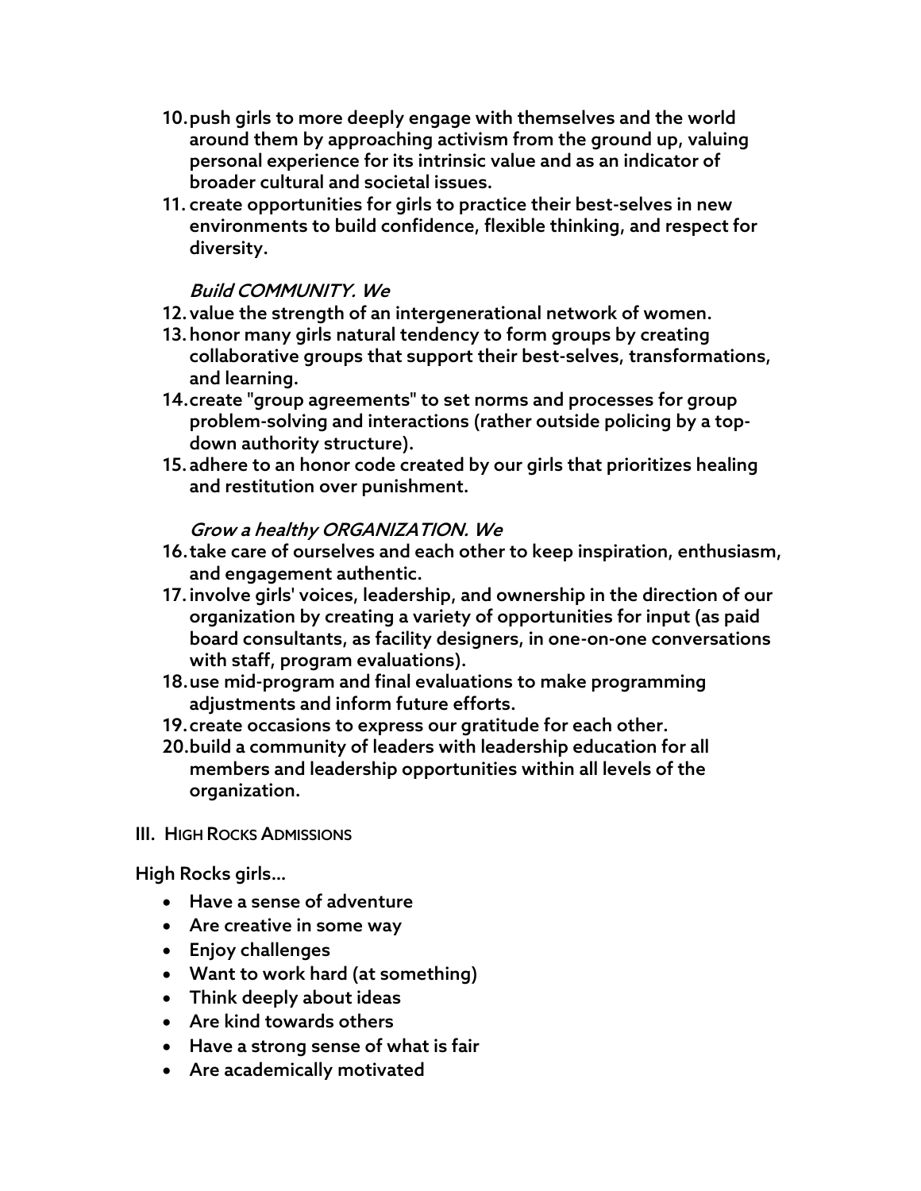10. push girls to more deeply engage with themselves and the world around them by approaching activism from the ground up, valuing personal experience for its intrinsic value and as an indicator of broader cultural and societal issues.
11. create opportunities for girls to practice their best-selves in new environments to build confidence, flexible thinking, and respect for diversity.

*Build COMMUNITY. We*

12. value the strength of an intergenerational network of women.
13. honor many girls natural tendency to form groups by creating collaborative groups that support their best-selves, transformations, and learning.
14. create "group agreements" to set norms and processes for group problem-solving and interactions (rather outside policing by a top-down authority structure).
15. adhere to an honor code created by our girls that prioritizes healing and restitution over punishment.

*Grow a healthy ORGANIZATION. We*

16. take care of ourselves and each other to keep inspiration, enthusiasm, and engagement authentic.
17. involve girls' voices, leadership, and ownership in the direction of our organization by creating a variety of opportunities for input (as paid board consultants, as facility designers, in one-on-one conversations with staff, program evaluations).
18. use mid-program and final evaluations to make programming adjustments and inform future efforts.
19. create occasions to express our gratitude for each other.
20. build a community of leaders with leadership education for all members and leadership opportunities within all levels of the organization.

## III. High Rocks Admissions

High Rocks girls...

- Have a sense of adventure
- Are creative in some way
- Enjoy challenges
- Want to work hard (at something)
- Think deeply about ideas
- Are kind towards others
- Have a strong sense of what is fair
- Are academically motivated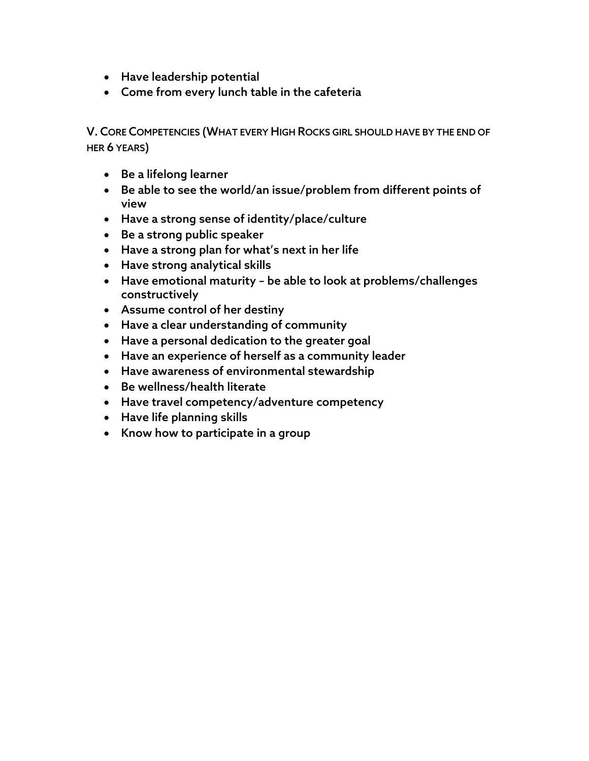- Have leadership potential
- Come from every lunch table in the cafeteria

## V. Core Competencies (What every High Rocks girl should have by the end of her 6 years)

- Be a lifelong learner
- Be able to see the world/an issue/problem from different points of view
- Have a strong sense of identity/place/culture
- Be a strong public speaker
- Have a strong plan for what's next in her life
- Have strong analytical skills
- Have emotional maturity – be able to look at problems/challenges constructively
- Assume control of her destiny
- Have a clear understanding of community
- Have a personal dedication to the greater goal
- Have an experience of herself as a community leader
- Have awareness of environmental stewardship
- Be wellness/health literate
- Have travel competency/adventure competency
- Have life planning skills
- Know how to participate in a group